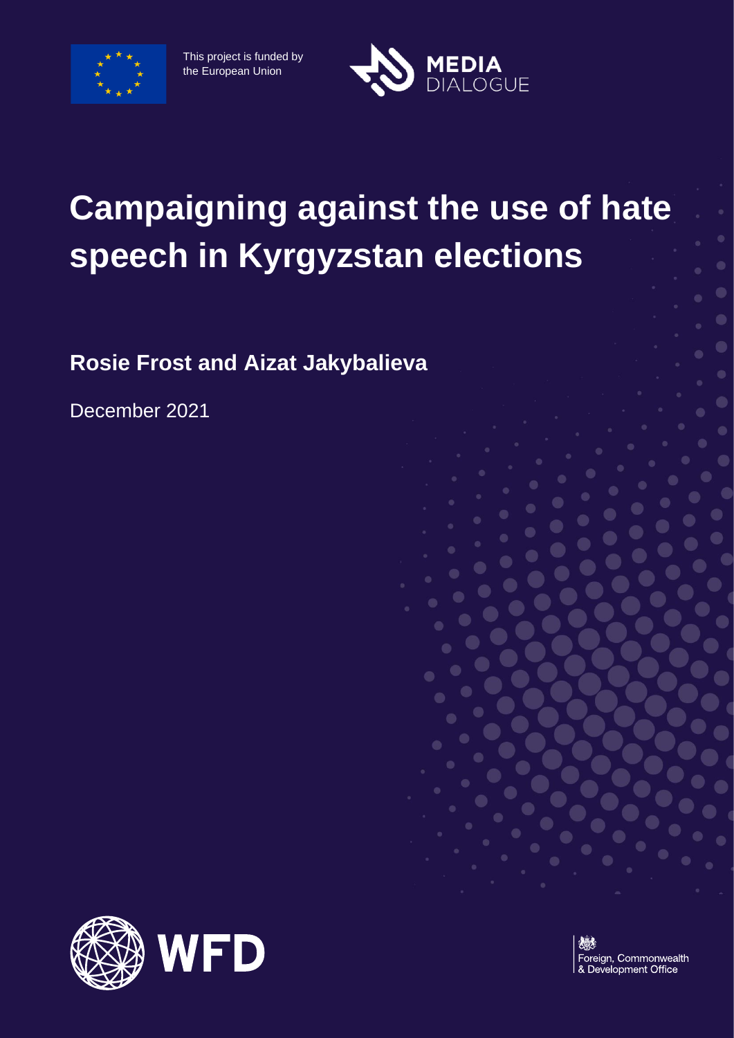This project is funded by the European Union

MEDIA DIALOGUE

# Campaigning against the use of hate speech in Kyrgyzstan elections

**Rosie Frost and Aizat Jakybalieva**

December 2021

WFD

Foreign, Commonwealth & Development Office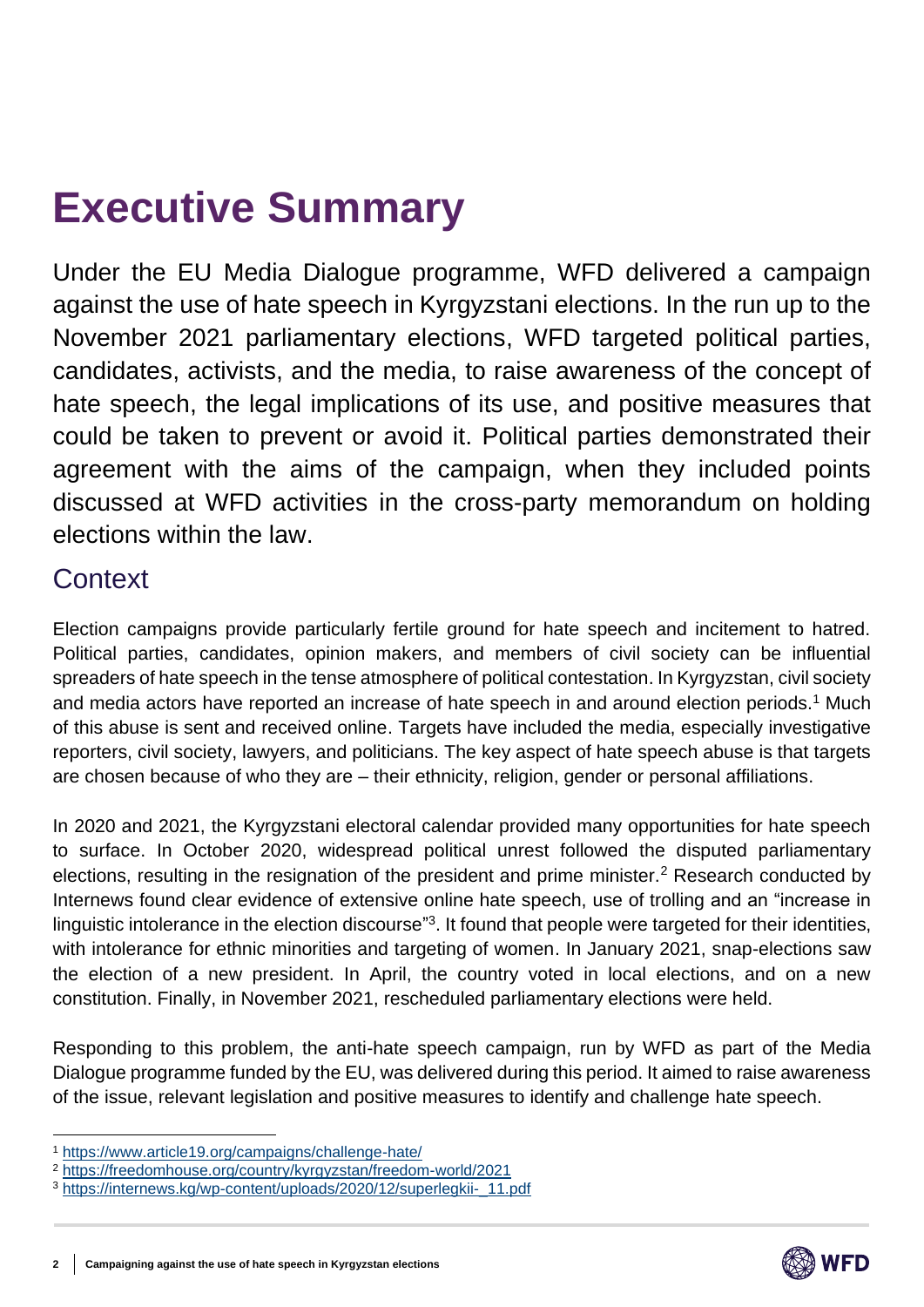# Executive Summary

Under the EU Media Dialogue programme, WFD delivered a campaign against the use of hate speech in Kyrgyzstani elections. In the run up to the November 2021 parliamentary elections, WFD targeted political parties, candidates, activists, and the media, to raise awareness of the concept of hate speech, the legal implications of its use, and positive measures that could be taken to prevent or avoid it. Political parties demonstrated their agreement with the aims of the campaign, when they included points discussed at WFD activities in the cross-party memorandum on holding elections within the law.

## Context

Election campaigns provide particularly fertile ground for hate speech and incitement to hatred. Political parties, candidates, opinion makers, and members of civil society can be influential spreaders of hate speech in the tense atmosphere of political contestation. In Kyrgyzstan, civil society and media actors have reported an increase of hate speech in and around election periods.[1] Much of this abuse is sent and received online. Targets have included the media, especially investigative reporters, civil society, lawyers, and politicians. The key aspect of hate speech abuse is that targets are chosen because of who they are – their ethnicity, religion, gender or personal affiliations.

In 2020 and 2021, the Kyrgyzstani electoral calendar provided many opportunities for hate speech to surface. In October 2020, widespread political unrest followed the disputed parliamentary elections, resulting in the resignation of the president and prime minister.[2] Research conducted by Internews found clear evidence of extensive online hate speech, use of trolling and an "increase in linguistic intolerance in the election discourse"[3]. It found that people were targeted for their identities, with intolerance for ethnic minorities and targeting of women. In January 2021, snap-elections saw the election of a new president. In April, the country voted in local elections, and on a new constitution. Finally, in November 2021, rescheduled parliamentary elections were held.

Responding to this problem, the anti-hate speech campaign, run by WFD as part of the Media Dialogue programme funded by the EU, was delivered during this period. It aimed to raise awareness of the issue, relevant legislation and positive measures to identify and challenge hate speech.

[1] https://www.article19.org/campaigns/challenge-hate/

[2] https://freedomhouse.org/country/kyrgyzstan/freedom-world/2021

[3] https://internews.kg/wp-content/uploads/2020/12/superlegkii-_11.pdf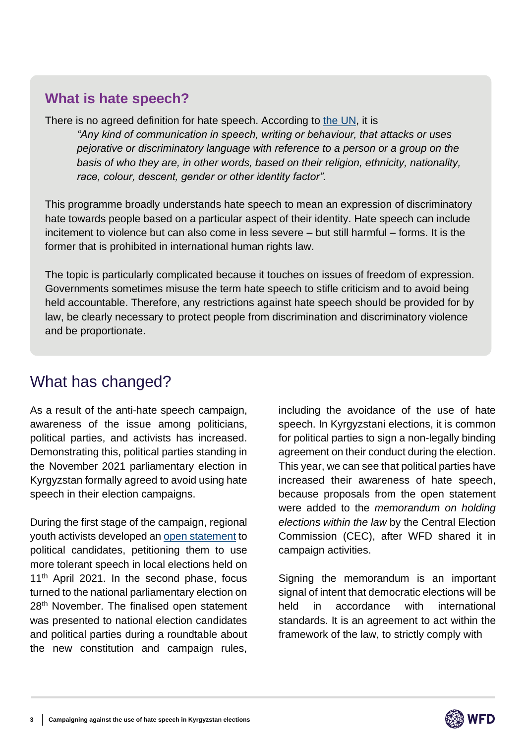## What is hate speech?

There is no agreed definition for hate speech. According to [the UN](), it is

> *"Any kind of communication in speech, writing or behaviour, that attacks or uses pejorative or discriminatory language with reference to a person or a group on the basis of who they are, in other words, based on their religion, ethnicity, nationality, race, colour, descent, gender or other identity factor".*

This programme broadly understands hate speech to mean an expression of discriminatory hate towards people based on a particular aspect of their identity. Hate speech can include incitement to violence but can also come in less severe – but still harmful – forms. It is the former that is prohibited in international human rights law.

The topic is particularly complicated because it touches on issues of freedom of expression. Governments sometimes misuse the term hate speech to stifle criticism and to avoid being held accountable. Therefore, any restrictions against hate speech should be provided for by law, be clearly necessary to protect people from discrimination and discriminatory violence and be proportionate.

# What has changed?

As a result of the anti-hate speech campaign, awareness of the issue among politicians, political parties, and activists has increased. Demonstrating this, political parties standing in the November 2021 parliamentary election in Kyrgyzstan formally agreed to avoid using hate speech in their election campaigns.

During the first stage of the campaign, regional youth activists developed an [open statement]() to political candidates, petitioning them to use more tolerant speech in local elections held on 11th April 2021. In the second phase, focus turned to the national parliamentary election on 28th November. The finalised open statement was presented to national election candidates and political parties during a roundtable about the new constitution and campaign rules, including the avoidance of the use of hate speech. In Kyrgyzstani elections, it is common for political parties to sign a non-legally binding agreement on their conduct during the election. This year, we can see that political parties have increased their awareness of hate speech, because proposals from the open statement were added to the *memorandum on holding elections within the law* by the Central Election Commission (CEC), after WFD shared it in campaign activities.

Signing the memorandum is an important signal of intent that democratic elections will be held in accordance with international standards. It is an agreement to act within the framework of the law, to strictly comply with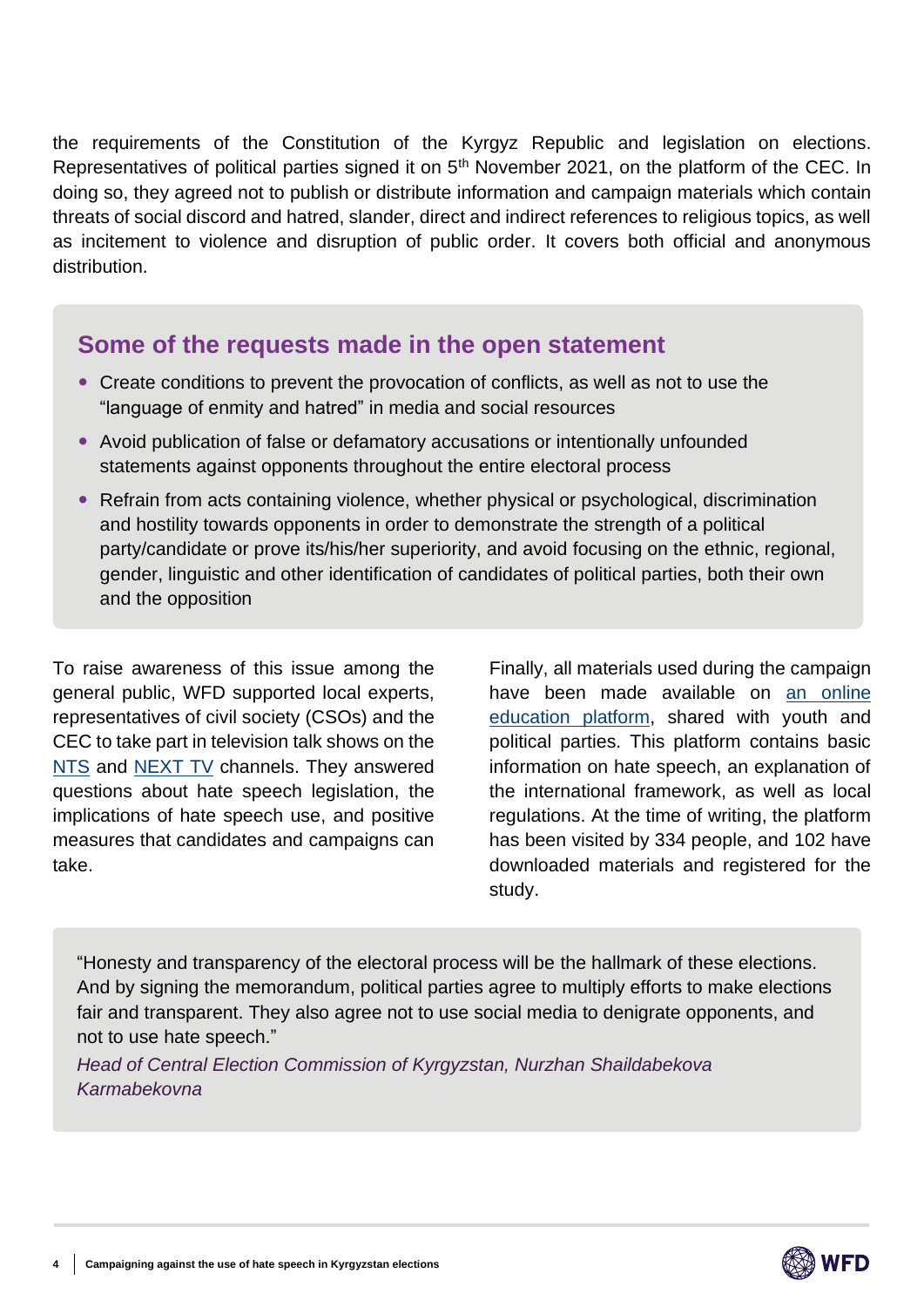the requirements of the Constitution of the Kyrgyz Republic and legislation on elections. Representatives of political parties signed it on 5th November 2021, on the platform of the CEC. In doing so, they agreed not to publish or distribute information and campaign materials which contain threats of social discord and hatred, slander, direct and indirect references to religious topics, as well as incitement to violence and disruption of public order. It covers both official and anonymous distribution.

## Some of the requests made in the open statement

- Create conditions to prevent the provocation of conflicts, as well as not to use the "language of enmity and hatred" in media and social resources
- Avoid publication of false or defamatory accusations or intentionally unfounded statements against opponents throughout the entire electoral process
- Refrain from acts containing violence, whether physical or psychological, discrimination and hostility towards opponents in order to demonstrate the strength of a political party/candidate or prove its/his/her superiority, and avoid focusing on the ethnic, regional, gender, linguistic and other identification of candidates of political parties, both their own and the opposition

To raise awareness of this issue among the general public, WFD supported local experts, representatives of civil society (CSOs) and the CEC to take part in television talk shows on the NTS and NEXT TV channels. They answered questions about hate speech legislation, the implications of hate speech use, and positive measures that candidates and campaigns can take.

Finally, all materials used during the campaign have been made available on an online education platform, shared with youth and political parties. This platform contains basic information on hate speech, an explanation of the international framework, as well as local regulations. At the time of writing, the platform has been visited by 334 people, and 102 have downloaded materials and registered for the study.

> "Honesty and transparency of the electoral process will be the hallmark of these elections. And by signing the memorandum, political parties agree to multiply efforts to make elections fair and transparent. They also agree not to use social media to denigrate opponents, and not to use hate speech."
>
> *Head of Central Election Commission of Kyrgyzstan, Nurzhan Shaildabekova Karmabekovna*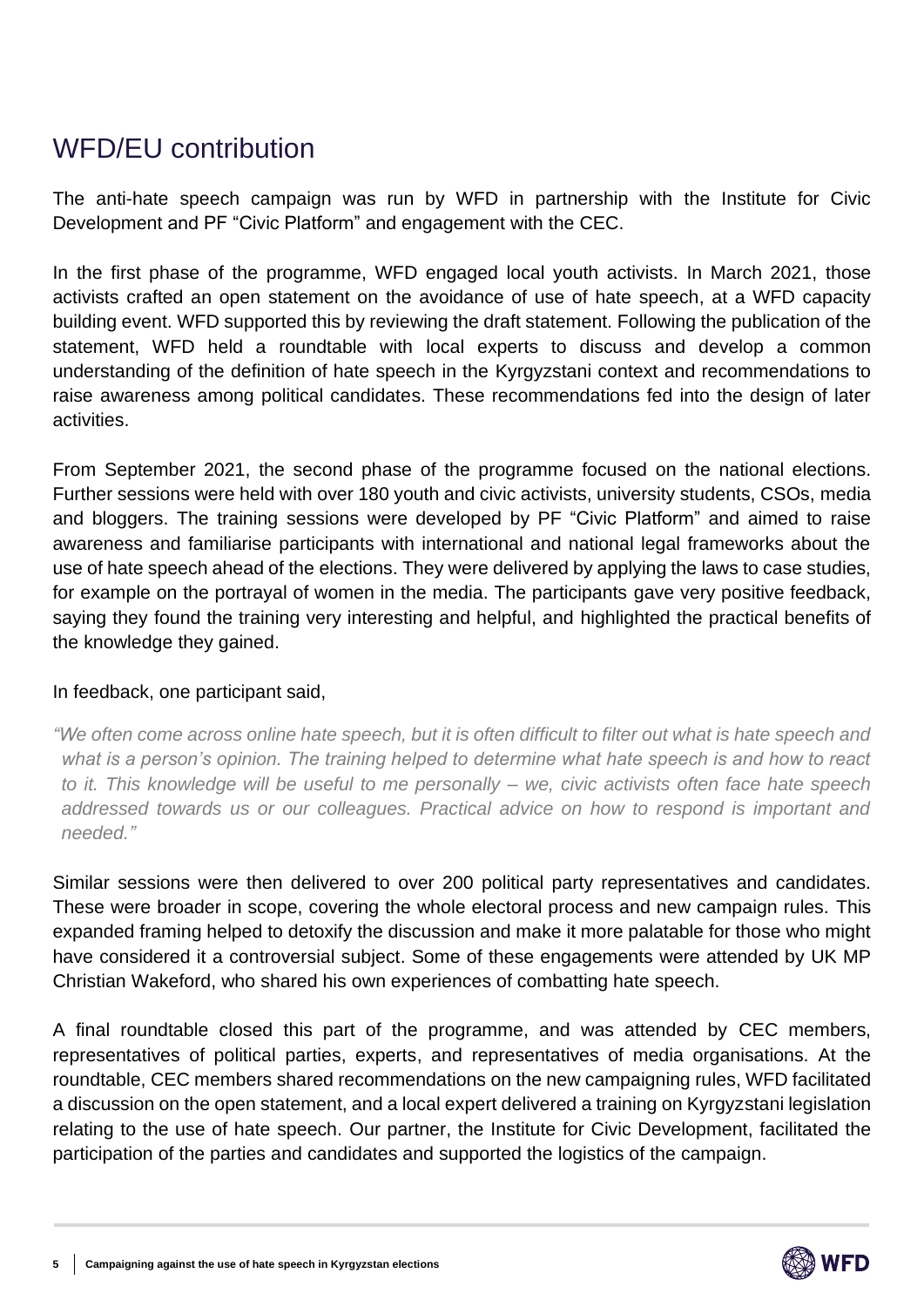## WFD/EU contribution

The anti-hate speech campaign was run by WFD in partnership with the Institute for Civic Development and PF "Civic Platform" and engagement with the CEC.

In the first phase of the programme, WFD engaged local youth activists. In March 2021, those activists crafted an open statement on the avoidance of use of hate speech, at a WFD capacity building event. WFD supported this by reviewing the draft statement. Following the publication of the statement, WFD held a roundtable with local experts to discuss and develop a common understanding of the definition of hate speech in the Kyrgyzstani context and recommendations to raise awareness among political candidates. These recommendations fed into the design of later activities.

From September 2021, the second phase of the programme focused on the national elections. Further sessions were held with over 180 youth and civic activists, university students, CSOs, media and bloggers. The training sessions were developed by PF "Civic Platform" and aimed to raise awareness and familiarise participants with international and national legal frameworks about the use of hate speech ahead of the elections. They were delivered by applying the laws to case studies, for example on the portrayal of women in the media. The participants gave very positive feedback, saying they found the training very interesting and helpful, and highlighted the practical benefits of the knowledge they gained.

In feedback, one participant said,

> *"We often come across online hate speech, but it is often difficult to filter out what is hate speech and what is a person's opinion. The training helped to determine what hate speech is and how to react to it. This knowledge will be useful to me personally – we, civic activists often face hate speech addressed towards us or our colleagues. Practical advice on how to respond is important and needed."*

Similar sessions were then delivered to over 200 political party representatives and candidates. These were broader in scope, covering the whole electoral process and new campaign rules. This expanded framing helped to detoxify the discussion and make it more palatable for those who might have considered it a controversial subject. Some of these engagements were attended by UK MP Christian Wakeford, who shared his own experiences of combatting hate speech.

A final roundtable closed this part of the programme, and was attended by CEC members, representatives of political parties, experts, and representatives of media organisations. At the roundtable, CEC members shared recommendations on the new campaigning rules, WFD facilitated a discussion on the open statement, and a local expert delivered a training on Kyrgyzstani legislation relating to the use of hate speech. Our partner, the Institute for Civic Development, facilitated the participation of the parties and candidates and supported the logistics of the campaign.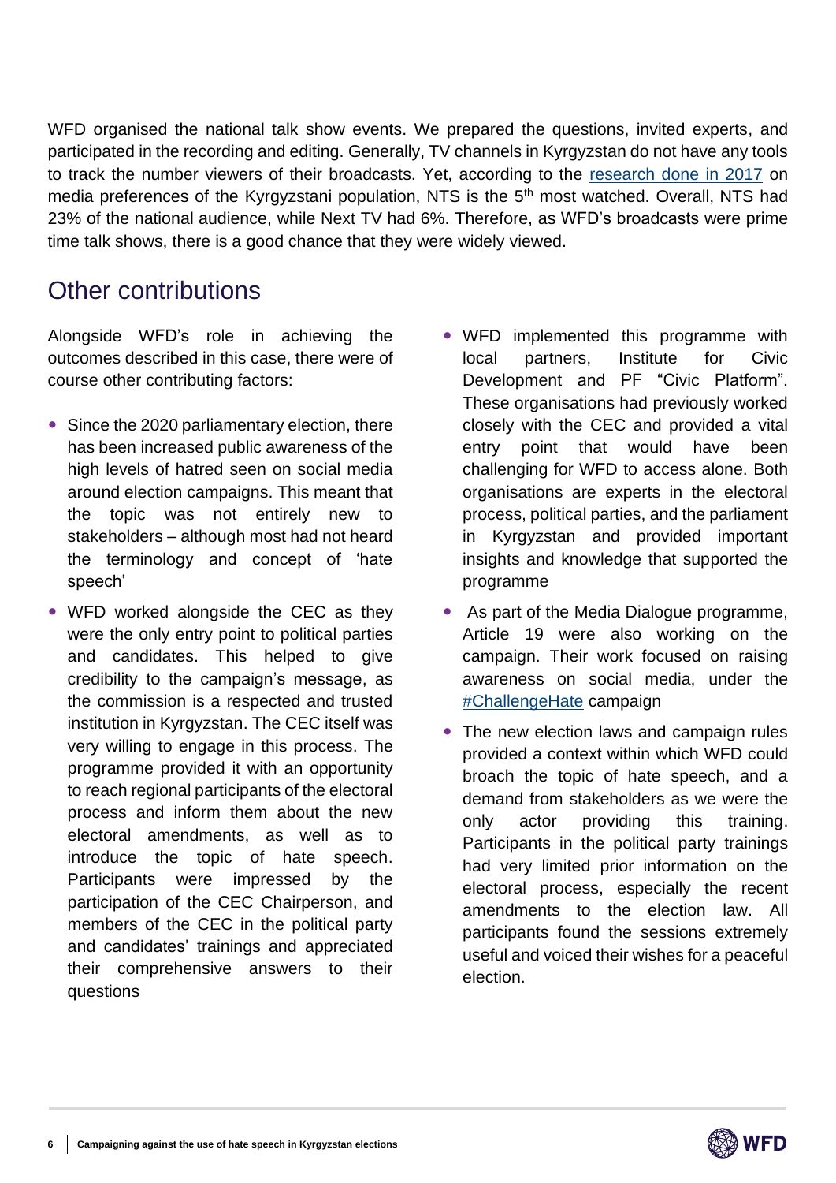WFD organised the national talk show events. We prepared the questions, invited experts, and participated in the recording and editing. Generally, TV channels in Kyrgyzstan do not have any tools to track the number viewers of their broadcasts. Yet, according to the research done in 2017 on media preferences of the Kyrgyzstani population, NTS is the 5th most watched. Overall, NTS had 23% of the national audience, while Next TV had 6%. Therefore, as WFD's broadcasts were prime time talk shows, there is a good chance that they were widely viewed.

## Other contributions

Alongside WFD's role in achieving the outcomes described in this case, there were of course other contributing factors:

- Since the 2020 parliamentary election, there has been increased public awareness of the high levels of hatred seen on social media around election campaigns. This meant that the topic was not entirely new to stakeholders – although most had not heard the terminology and concept of 'hate speech'
- WFD worked alongside the CEC as they were the only entry point to political parties and candidates. This helped to give credibility to the campaign's message, as the commission is a respected and trusted institution in Kyrgyzstan. The CEC itself was very willing to engage in this process. The programme provided it with an opportunity to reach regional participants of the electoral process and inform them about the new electoral amendments, as well as to introduce the topic of hate speech. Participants were impressed by the participation of the CEC Chairperson, and members of the CEC in the political party and candidates' trainings and appreciated their comprehensive answers to their questions
- WFD implemented this programme with local partners, Institute for Civic Development and PF "Civic Platform". These organisations had previously worked closely with the CEC and provided a vital entry point that would have been challenging for WFD to access alone. Both organisations are experts in the electoral process, political parties, and the parliament in Kyrgyzstan and provided important insights and knowledge that supported the programme
- As part of the Media Dialogue programme, Article 19 were also working on the campaign. Their work focused on raising awareness on social media, under the #ChallengeHate campaign
- The new election laws and campaign rules provided a context within which WFD could broach the topic of hate speech, and a demand from stakeholders as we were the only actor providing this training. Participants in the political party trainings had very limited prior information on the electoral process, especially the recent amendments to the election law. All participants found the sessions extremely useful and voiced their wishes for a peaceful election.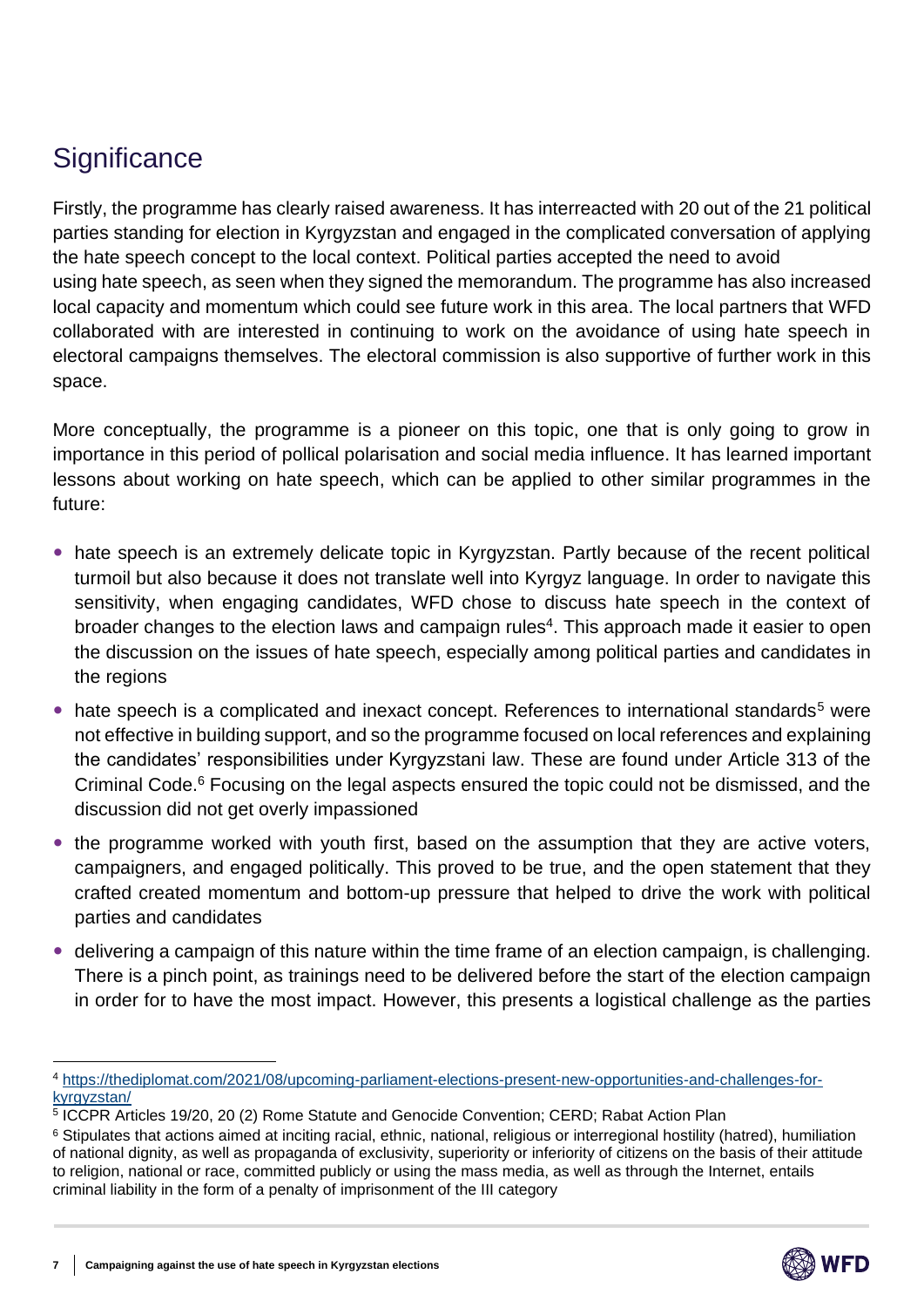## Significance

Firstly, the programme has clearly raised awareness. It has interreacted with 20 out of the 21 political parties standing for election in Kyrgyzstan and engaged in the complicated conversation of applying the hate speech concept to the local context. Political parties accepted the need to avoid using hate speech, as seen when they signed the memorandum. The programme has also increased local capacity and momentum which could see future work in this area. The local partners that WFD collaborated with are interested in continuing to work on the avoidance of using hate speech in electoral campaigns themselves. The electoral commission is also supportive of further work in this space.

More conceptually, the programme is a pioneer on this topic, one that is only going to grow in importance in this period of pollical polarisation and social media influence. It has learned important lessons about working on hate speech, which can be applied to other similar programmes in the future:

- hate speech is an extremely delicate topic in Kyrgyzstan. Partly because of the recent political turmoil but also because it does not translate well into Kyrgyz language. In order to navigate this sensitivity, when engaging candidates, WFD chose to discuss hate speech in the context of broader changes to the election laws and campaign rules[4]. This approach made it easier to open the discussion on the issues of hate speech, especially among political parties and candidates in the regions
- hate speech is a complicated and inexact concept. References to international standards[5] were not effective in building support, and so the programme focused on local references and explaining the candidates' responsibilities under Kyrgyzstani law. These are found under Article 313 of the Criminal Code.[6] Focusing on the legal aspects ensured the topic could not be dismissed, and the discussion did not get overly impassioned
- the programme worked with youth first, based on the assumption that they are active voters, campaigners, and engaged politically. This proved to be true, and the open statement that they crafted created momentum and bottom-up pressure that helped to drive the work with political parties and candidates
- delivering a campaign of this nature within the time frame of an election campaign, is challenging. There is a pinch point, as trainings need to be delivered before the start of the election campaign in order for to have the most impact. However, this presents a logistical challenge as the parties

---

[4] https://thediplomat.com/2021/08/upcoming-parliament-elections-present-new-opportunities-and-challenges-for-kyrgyzstan/

[5] ICCPR Articles 19/20, 20 (2) Rome Statute and Genocide Convention; CERD; Rabat Action Plan

[6] Stipulates that actions aimed at inciting racial, ethnic, national, religious or interregional hostility (hatred), humiliation of national dignity, as well as propaganda of exclusivity, superiority or inferiority of citizens on the basis of their attitude to religion, national or race, committed publicly or using the mass media, as well as through the Internet, entails criminal liability in the form of a penalty of imprisonment of the III category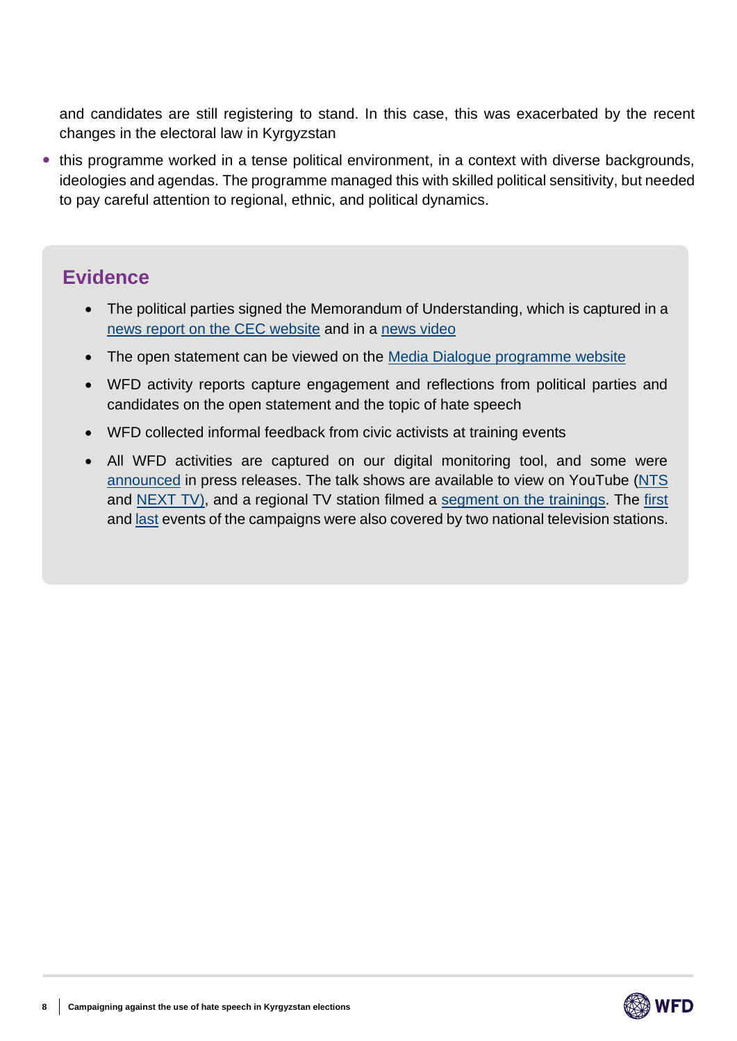and candidates are still registering to stand. In this case, this was exacerbated by the recent changes in the electoral law in Kyrgyzstan

- this programme worked in a tense political environment, in a context with diverse backgrounds, ideologies and agendas. The programme managed this with skilled political sensitivity, but needed to pay careful attention to regional, ethnic, and political dynamics.

## Evidence

- The political parties signed the Memorandum of Understanding, which is captured in a news report on the CEC website and in a news video
- The open statement can be viewed on the Media Dialogue programme website
- WFD activity reports capture engagement and reflections from political parties and candidates on the open statement and the topic of hate speech
- WFD collected informal feedback from civic activists at training events
- All WFD activities are captured on our digital monitoring tool, and some were announced in press releases. The talk shows are available to view on YouTube (NTS and NEXT TV), and a regional TV station filmed a segment on the trainings. The first and last events of the campaigns were also covered by two national television stations.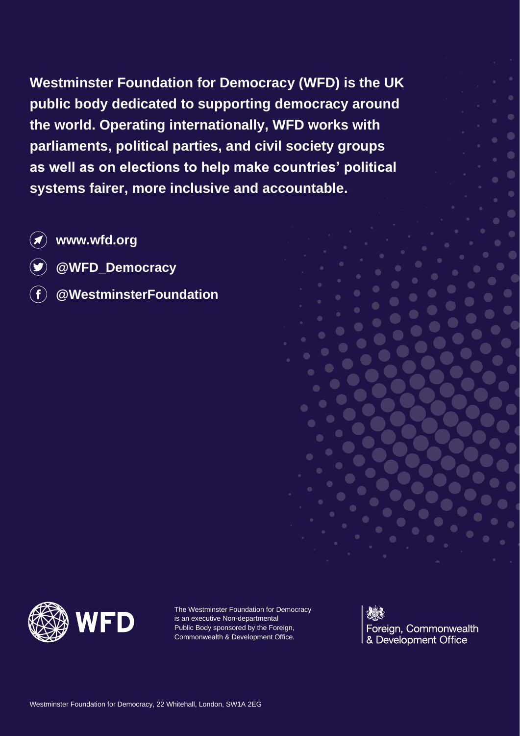**Westminster Foundation for Democracy (WFD) is the UK public body dedicated to supporting democracy around the world. Operating internationally, WFD works with parliaments, political parties, and civil society groups as well as on elections to help make countries' political systems fairer, more inclusive and accountable.**

**www.wfd.org**

**@WFD_Democracy**

**@WestminsterFoundation**

WFD

The Westminster Foundation for Democracy is an executive Non-departmental Public Body sponsored by the Foreign, Commonwealth & Development Office.

Foreign, Commonwealth & Development Office

Westminster Foundation for Democracy, 22 Whitehall, London, SW1A 2EG